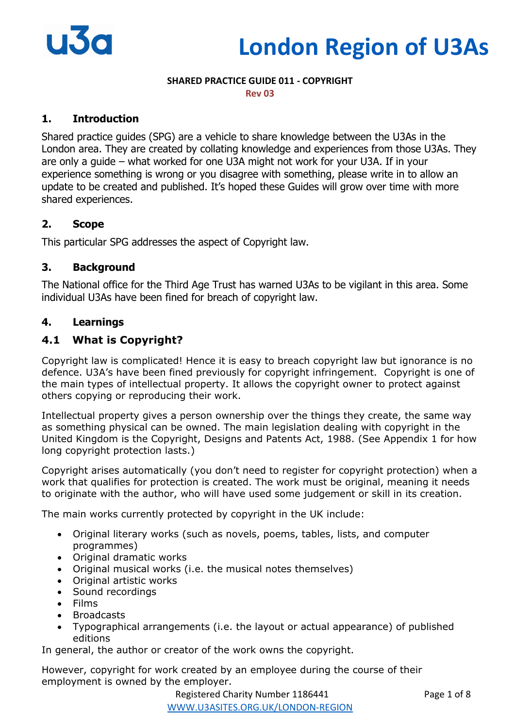# London Region of U3As

**SHARED PRACTICE GUIDE 011 - COPYRIGHT**

**Rev 03**

## 1. Introduction

Shared practice guides (SPG) are a vehicle to share knowledge between the U3As in the London area. They are created by collating knowledge and experiences from those U3As. They are only a guide – what worked for one U3A might not work for your U3A. If in your experience something is wrong or you disagree with something, please write in to allow an update to be created and published. It's hoped these Guides will grow over time with more shared experiences.

## 2. Scope

This particular SPG addresses the aspect of Copyright law.

## 3. Background

The National office for the Third Age Trust has warned U3As to be vigilant in this area. Some individual U3As have been fined for breach of copyright law.

## 4. Learnings

### 4.1 What is Copyright?

Copyright law is complicated! Hence it is easy to breach copyright law but ignorance is no defence. U3A's have been fined previously for copyright infringement. Copyright is one of the main types of intellectual property. It allows the copyright owner to protect against others copying or reproducing their work.

Intellectual property gives a person ownership over the things they create, the same way as something physical can be owned. The main legislation dealing with copyright in the United Kingdom is the Copyright, Designs and Patents Act, 1988. (See Appendix 1 for how long copyright protection lasts.)

Copyright arises automatically (you don't need to register for copyright protection) when a work that qualifies for protection is created. The work must be original, meaning it needs to originate with the author, who will have used some judgement or skill in its creation.

The main works currently protected by copyright in the UK include:

- Original literary works (such as novels, poems, tables, lists, and computer programmes)
- Original dramatic works
- Original musical works (i.e. the musical notes themselves)
- Original artistic works
- Sound recordings
- Films
- Broadcasts
- Typographical arrangements (i.e. the layout or actual appearance) of published editions

In general, the author or creator of the work owns the copyright.

However, copyright for work created by an employee during the course of their employment is owned by the employer.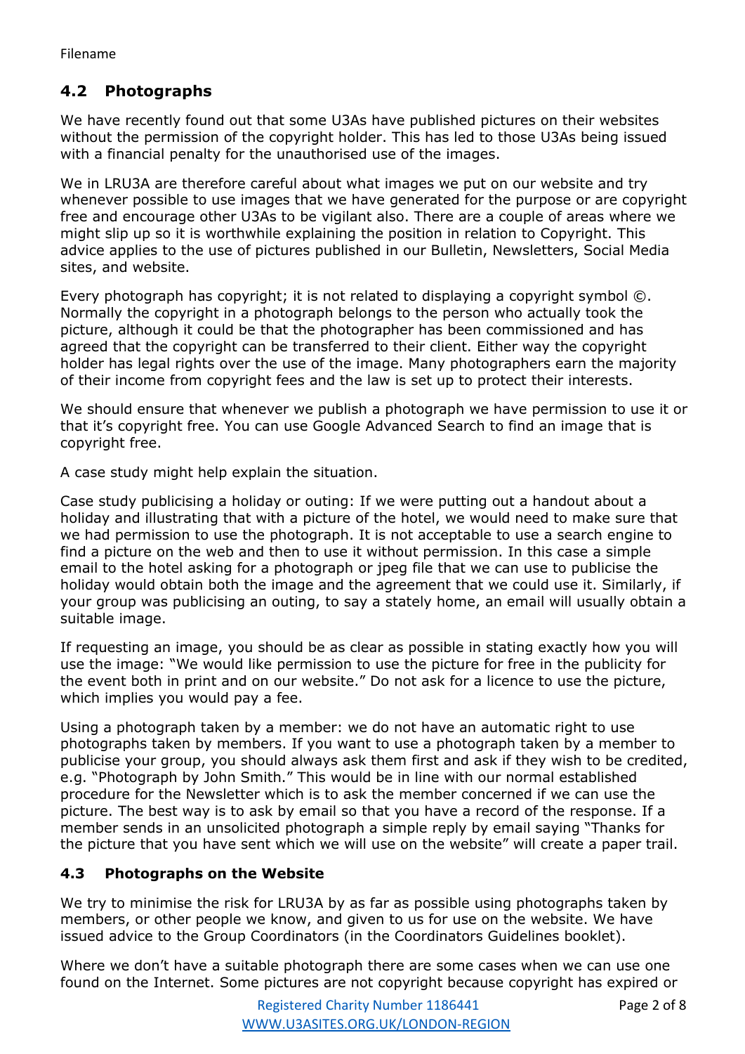## 4.2 Photographs

We have recently found out that some U3As have published pictures on their websites without the permission of the copyright holder. This has led to those U3As being issued with a financial penalty for the unauthorised use of the images.

We in LRU3A are therefore careful about what images we put on our website and try whenever possible to use images that we have generated for the purpose or are copyright free and encourage other U3As to be vigilant also. There are a couple of areas where we might slip up so it is worthwhile explaining the position in relation to Copyright. This advice applies to the use of pictures published in our Bulletin, Newsletters, Social Media sites, and website.

Every photograph has copyright; it is not related to displaying a copyright symbol ©. Normally the copyright in a photograph belongs to the person who actually took the picture, although it could be that the photographer has been commissioned and has agreed that the copyright can be transferred to their client. Either way the copyright holder has legal rights over the use of the image. Many photographers earn the majority of their income from copyright fees and the law is set up to protect their interests.

We should ensure that whenever we publish a photograph we have permission to use it or that it's copyright free. You can use Google Advanced Search to find an image that is copyright free.

A case study might help explain the situation.

Case study publicising a holiday or outing: If we were putting out a handout about a holiday and illustrating that with a picture of the hotel, we would need to make sure that we had permission to use the photograph. It is not acceptable to use a search engine to find a picture on the web and then to use it without permission. In this case a simple email to the hotel asking for a photograph or jpeg file that we can use to publicise the holiday would obtain both the image and the agreement that we could use it. Similarly, if your group was publicising an outing, to say a stately home, an email will usually obtain a suitable image.

If requesting an image, you should be as clear as possible in stating exactly how you will use the image: "We would like permission to use the picture for free in the publicity for the event both in print and on our website." Do not ask for a licence to use the picture, which implies you would pay a fee.

Using a photograph taken by a member: we do not have an automatic right to use photographs taken by members. If you want to use a photograph taken by a member to publicise your group, you should always ask them first and ask if they wish to be credited, e.g. "Photograph by John Smith." This would be in line with our normal established procedure for the Newsletter which is to ask the member concerned if we can use the picture. The best way is to ask by email so that you have a record of the response. If a member sends in an unsolicited photograph a simple reply by email saying "Thanks for the picture that you have sent which we will use on the website" will create a paper trail.

## 4.3 Photographs on the Website

We try to minimise the risk for LRU3A by as far as possible using photographs taken by members, or other people we know, and given to us for use on the website. We have issued advice to the Group Coordinators (in the Coordinators Guidelines booklet).

Where we don't have a suitable photograph there are some cases when we can use one found on the Internet. Some pictures are not copyright because copyright has expired or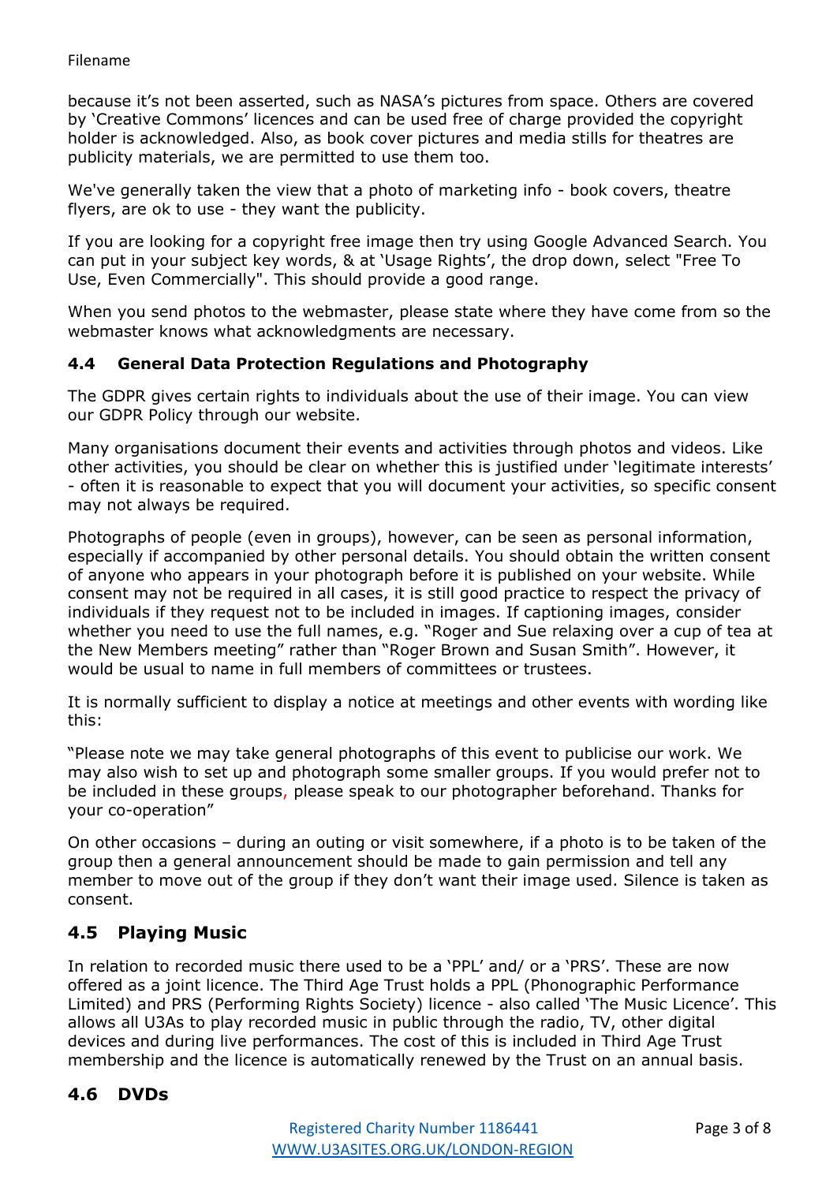because it's not been asserted, such as NASA's pictures from space. Others are covered by 'Creative Commons' licences and can be used free of charge provided the copyright holder is acknowledged. Also, as book cover pictures and media stills for theatres are publicity materials, we are permitted to use them too.

We've generally taken the view that a photo of marketing info - book covers, theatre flyers, are ok to use - they want the publicity.

If you are looking for a copyright free image then try using Google Advanced Search. You can put in your subject key words, & at 'Usage Rights', the drop down, select "Free To Use, Even Commercially". This should provide a good range.

When you send photos to the webmaster, please state where they have come from so the webmaster knows what acknowledgments are necessary.

### 4.4 General Data Protection Regulations and Photography

The GDPR gives certain rights to individuals about the use of their image. You can view our GDPR Policy through our website.

Many organisations document their events and activities through photos and videos. Like other activities, you should be clear on whether this is justified under 'legitimate interests' - often it is reasonable to expect that you will document your activities, so specific consent may not always be required.

Photographs of people (even in groups), however, can be seen as personal information, especially if accompanied by other personal details. You should obtain the written consent of anyone who appears in your photograph before it is published on your website. While consent may not be required in all cases, it is still good practice to respect the privacy of individuals if they request not to be included in images. If captioning images, consider whether you need to use the full names, e.g. "Roger and Sue relaxing over a cup of tea at the New Members meeting" rather than "Roger Brown and Susan Smith". However, it would be usual to name in full members of committees or trustees.

It is normally sufficient to display a notice at meetings and other events with wording like this:

"Please note we may take general photographs of this event to publicise our work. We may also wish to set up and photograph some smaller groups. If you would prefer not to be included in these groups, please speak to our photographer beforehand. Thanks for your co-operation"

On other occasions – during an outing or visit somewhere, if a photo is to be taken of the group then a general announcement should be made to gain permission and tell any member to move out of the group if they don't want their image used. Silence is taken as consent.

## 4.5 Playing Music

In relation to recorded music there used to be a 'PPL' and/ or a 'PRS'. These are now offered as a joint licence. The Third Age Trust holds a PPL (Phonographic Performance Limited) and PRS (Performing Rights Society) licence - also called 'The Music Licence'. This allows all U3As to play recorded music in public through the radio, TV, other digital devices and during live performances. The cost of this is included in Third Age Trust membership and the licence is automatically renewed by the Trust on an annual basis.

## 4.6 DVDs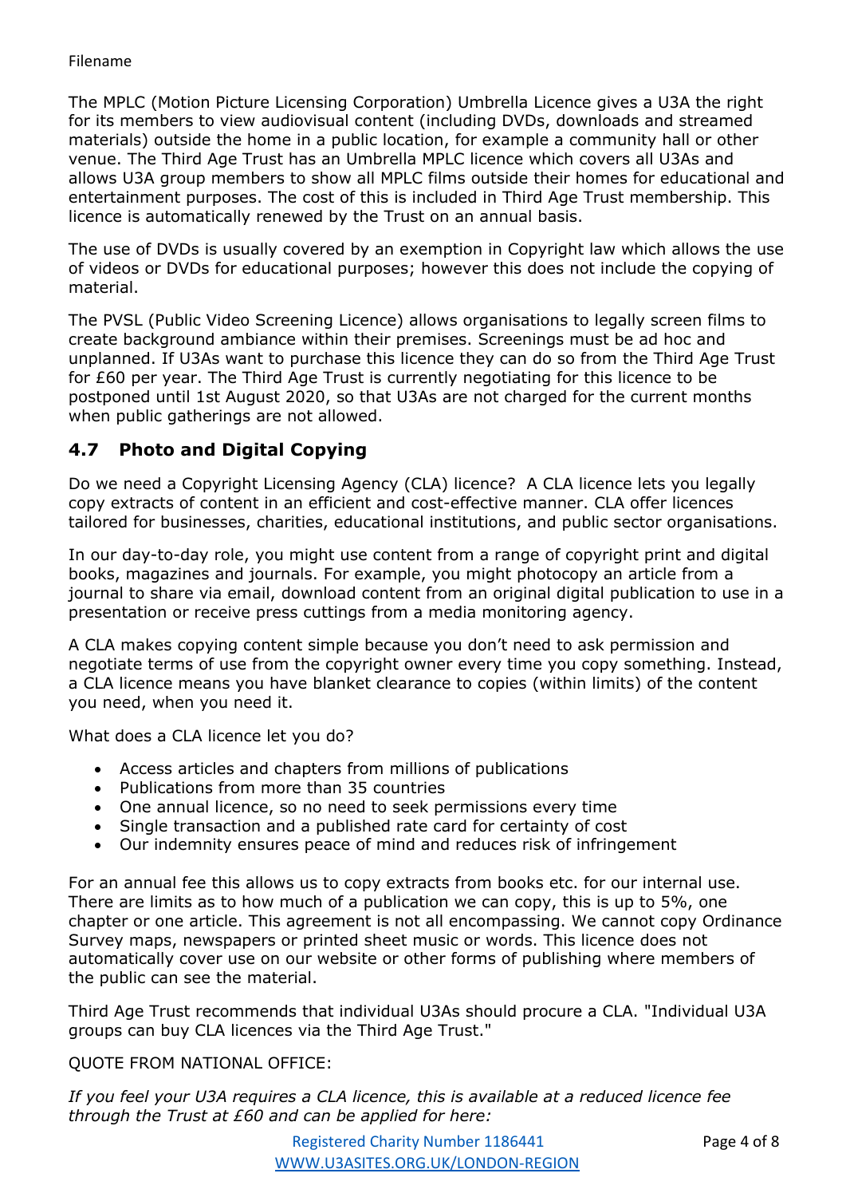The MPLC (Motion Picture Licensing Corporation) Umbrella Licence gives a U3A the right for its members to view audiovisual content (including DVDs, downloads and streamed materials) outside the home in a public location, for example a community hall or other venue. The Third Age Trust has an Umbrella MPLC licence which covers all U3As and allows U3A group members to show all MPLC films outside their homes for educational and entertainment purposes. The cost of this is included in Third Age Trust membership. This licence is automatically renewed by the Trust on an annual basis.

The use of DVDs is usually covered by an exemption in Copyright law which allows the use of videos or DVDs for educational purposes; however this does not include the copying of material.

The PVSL (Public Video Screening Licence) allows organisations to legally screen films to create background ambiance within their premises. Screenings must be ad hoc and unplanned. If U3As want to purchase this licence they can do so from the Third Age Trust for £60 per year. The Third Age Trust is currently negotiating for this licence to be postponed until 1st August 2020, so that U3As are not charged for the current months when public gatherings are not allowed.

## 4.7 Photo and Digital Copying

Do we need a Copyright Licensing Agency (CLA) licence? A CLA licence lets you legally copy extracts of content in an efficient and cost-effective manner. CLA offer licences tailored for businesses, charities, educational institutions, and public sector organisations.

In our day-to-day role, you might use content from a range of copyright print and digital books, magazines and journals. For example, you might photocopy an article from a journal to share via email, download content from an original digital publication to use in a presentation or receive press cuttings from a media monitoring agency.

A CLA makes copying content simple because you don't need to ask permission and negotiate terms of use from the copyright owner every time you copy something. Instead, a CLA licence means you have blanket clearance to copies (within limits) of the content you need, when you need it.

What does a CLA licence let you do?

- Access articles and chapters from millions of publications
- Publications from more than 35 countries
- One annual licence, so no need to seek permissions every time
- Single transaction and a published rate card for certainty of cost
- Our indemnity ensures peace of mind and reduces risk of infringement

For an annual fee this allows us to copy extracts from books etc. for our internal use. There are limits as to how much of a publication we can copy, this is up to 5%, one chapter or one article. This agreement is not all encompassing. We cannot copy Ordinance Survey maps, newspapers or printed sheet music or words. This licence does not automatically cover use on our website or other forms of publishing where members of the public can see the material.

Third Age Trust recommends that individual U3As should procure a CLA. "Individual U3A groups can buy CLA licences via the Third Age Trust."

QUOTE FROM NATIONAL OFFICE:

*If you feel your U3A requires a CLA licence, this is available at a reduced licence fee through the Trust at £60 and can be applied for here:*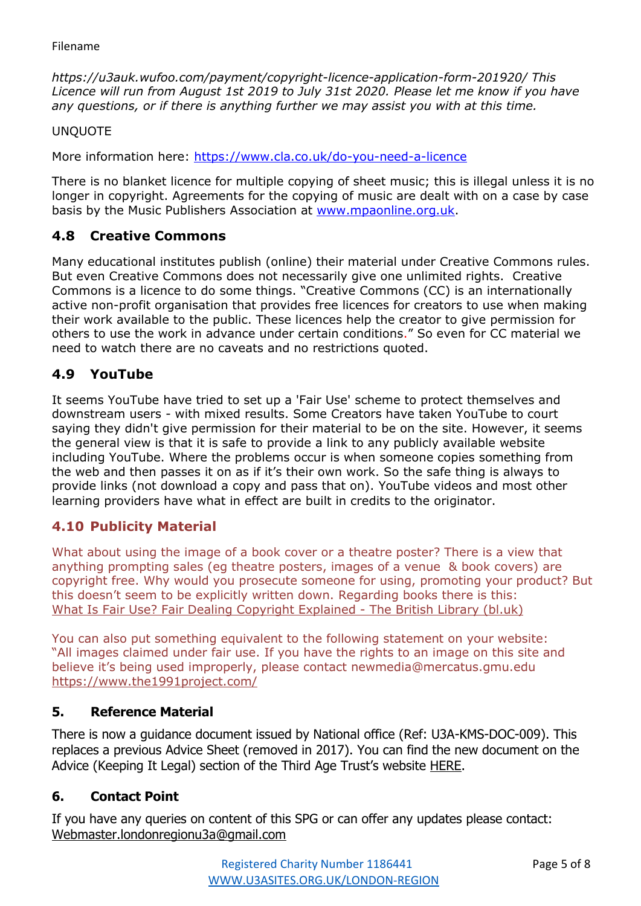Filename

*https://u3auk.wufoo.com/payment/copyright-licence-application-form-201920/ This Licence will run from August 1st 2019 to July 31st 2020. Please let me know if you have any questions, or if there is anything further we may assist you with at this time.*

UNQUOTE

More information here: https://www.cla.co.uk/do-you-need-a-licence

There is no blanket licence for multiple copying of sheet music; this is illegal unless it is no longer in copyright. Agreements for the copying of music are dealt with on a case by case basis by the Music Publishers Association at www.mpaonline.org.uk.

## 4.8 Creative Commons

Many educational institutes publish (online) their material under Creative Commons rules. But even Creative Commons does not necessarily give one unlimited rights. Creative Commons is a licence to do some things. "Creative Commons (CC) is an internationally active non-profit organisation that provides free licences for creators to use when making their work available to the public. These licences help the creator to give permission for others to use the work in advance under certain conditions." So even for CC material we need to watch there are no caveats and no restrictions quoted.

## 4.9 YouTube

It seems YouTube have tried to set up a 'Fair Use' scheme to protect themselves and downstream users - with mixed results. Some Creators have taken YouTube to court saying they didn't give permission for their material to be on the site. However, it seems the general view is that it is safe to provide a link to any publicly available website including YouTube. Where the problems occur is when someone copies something from the web and then passes it on as if it's their own work. So the safe thing is always to provide links (not download a copy and pass that on). YouTube videos and most other learning providers have what in effect are built in credits to the originator.

## 4.10 Publicity Material

What about using the image of a book cover or a theatre poster? There is a view that anything prompting sales (eg theatre posters, images of a venue & book covers) are copyright free. Why would you prosecute someone for using, promoting your product? But this doesn't seem to be explicitly written down. Regarding books there is this: What Is Fair Use? Fair Dealing Copyright Explained - The British Library (bl.uk)

You can also put something equivalent to the following statement on your website: "All images claimed under fair use. If you have the rights to an image on this site and believe it's being used improperly, please contact newmedia@mercatus.gmu.edu https://www.the1991project.com/

## 5. Reference Material

There is now a guidance document issued by National office (Ref: U3A-KMS-DOC-009). This replaces a previous Advice Sheet (removed in 2017). You can find the new document on the Advice (Keeping It Legal) section of the Third Age Trust's website HERE.

## 6. Contact Point

If you have any queries on content of this SPG or can offer any updates please contact: Webmaster.londonregionu3a@gmail.com

Registered Charity Number 1186441
WWW.U3ASITES.ORG.UK/LONDON-REGION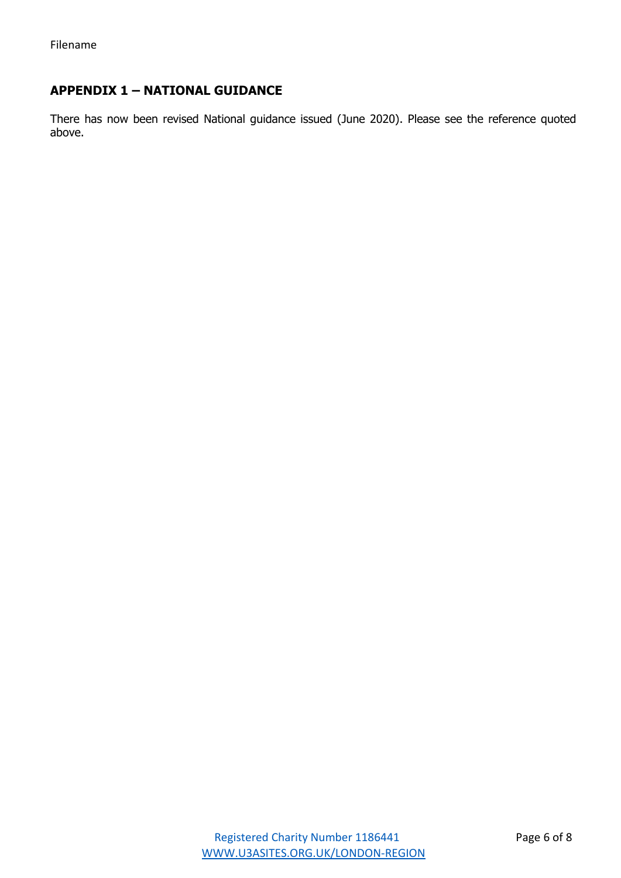## APPENDIX 1 – NATIONAL GUIDANCE

There has now been revised National guidance issued (June 2020). Please see the reference quoted above.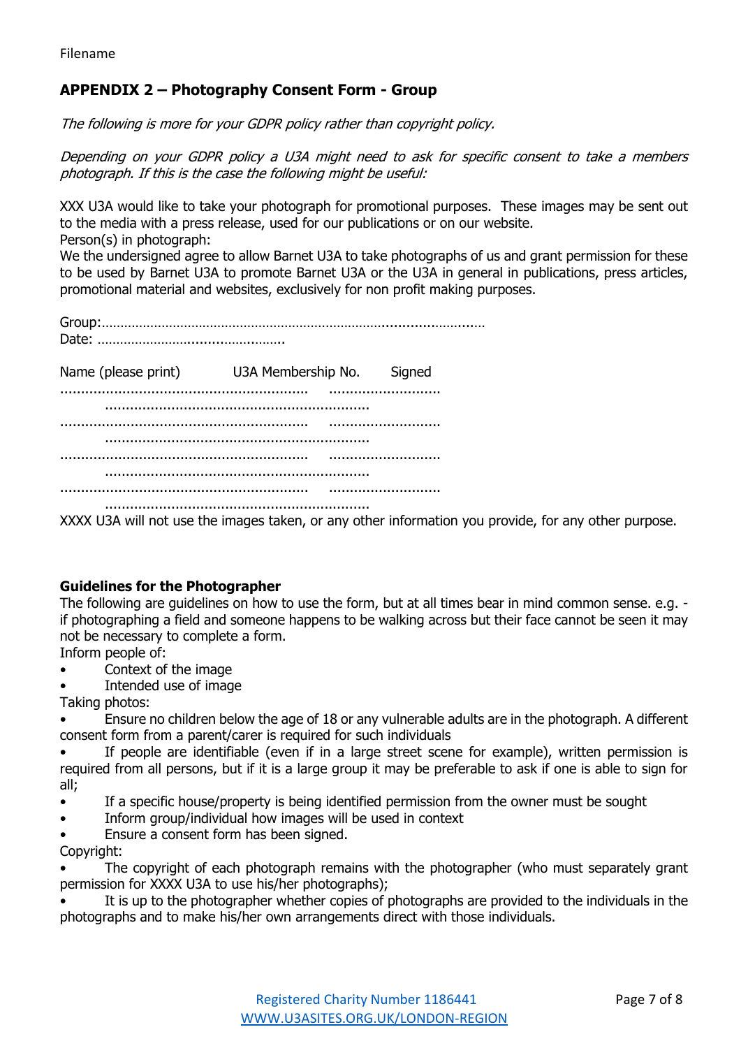Filename

## APPENDIX 2 – Photography Consent Form - Group

*The following is more for your GDPR policy rather than copyright policy.*

*Depending on your GDPR policy a U3A might need to ask for specific consent to take a members photograph. If this is the case the following might be useful:*

XXX U3A would like to take your photograph for promotional purposes. These images may be sent out to the media with a press release, used for our publications or on our website.
Person(s) in photograph:
We the undersigned agree to allow Barnet U3A to take photographs of us and grant permission for these to be used by Barnet U3A to promote Barnet U3A or the U3A in general in publications, press articles, promotional material and websites, exclusively for non profit making purposes.

Group:…………………………………………………………………………………………
Date: ……………………………………………..

| Name (please print) | U3A Membership No. | Signed |
|---|---|---|
| …………………………………………………… | ……………………… | …………………………………………………… |
| …………………………………………………… | ……………………… | …………………………………………………… |
| …………………………………………………… | ……………………… | …………………………………………………… |
| …………………………………………………… | ……………………… | …………………………………………………… |

XXXX U3A will not use the images taken, or any other information you provide, for any other purpose.

**Guidelines for the Photographer**

The following are guidelines on how to use the form, but at all times bear in mind common sense. e.g. - if photographing a field and someone happens to be walking across but their face cannot be seen it may not be necessary to complete a form.

Inform people of:

- Context of the image
- Intended use of image

Taking photos:

- Ensure no children below the age of 18 or any vulnerable adults are in the photograph. A different consent form from a parent/carer is required for such individuals
- If people are identifiable (even if in a large street scene for example), written permission is required from all persons, but if it is a large group it may be preferable to ask if one is able to sign for all;
- If a specific house/property is being identified permission from the owner must be sought
- Inform group/individual how images will be used in context
- Ensure a consent form has been signed.

Copyright:

- The copyright of each photograph remains with the photographer (who must separately grant permission for XXXX U3A to use his/her photographs);
- It is up to the photographer whether copies of photographs are provided to the individuals in the photographs and to make his/her own arrangements direct with those individuals.

Registered Charity Number 1186441
WWW.U3ASITES.ORG.UK/LONDON-REGION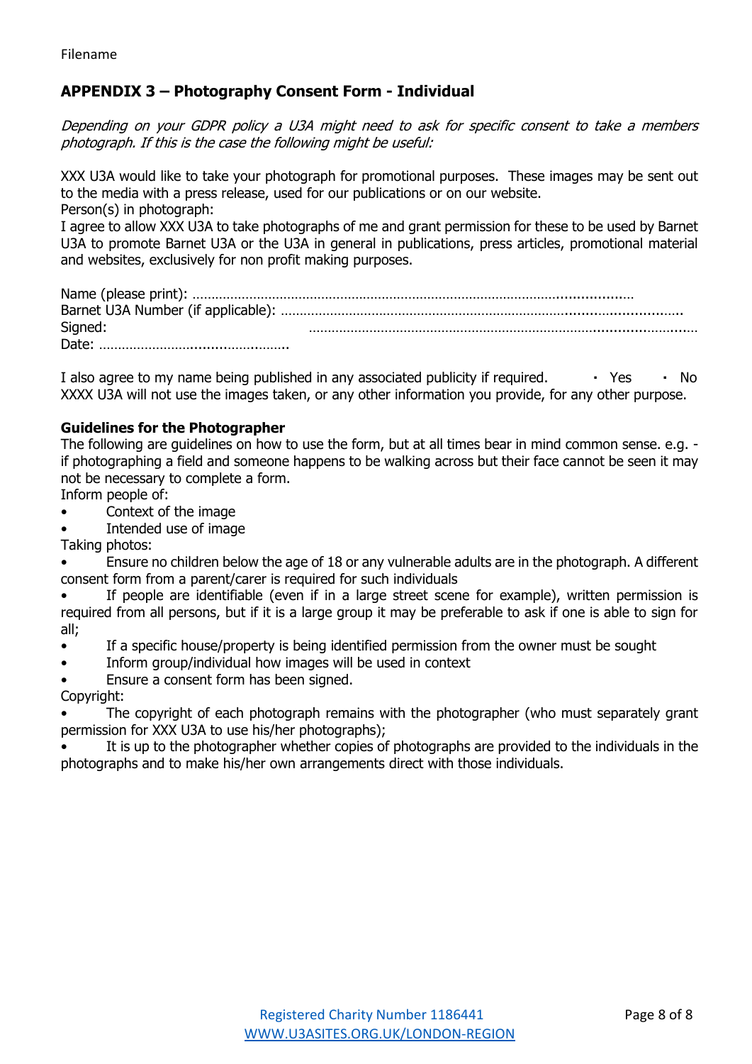Filename

## APPENDIX 3 – Photography Consent Form - Individual

*Depending on your GDPR policy a U3A might need to ask for specific consent to take a members photograph. If this is the case the following might be useful:*

XXX U3A would like to take your photograph for promotional purposes. These images may be sent out to the media with a press release, used for our publications or on our website.
Person(s) in photograph:
I agree to allow XXX U3A to take photographs of me and grant permission for these to be used by Barnet U3A to promote Barnet U3A or the U3A in general in publications, press articles, promotional material and websites, exclusively for non profit making purposes.

Name (please print): ……………………………………………………………………………………………………
Barnet U3A Number (if applicable): …………………………………………………………………………………………….
Signed: ……………………………………………………………………………………………………
Date: ……………………………………………..

I also agree to my name being published in any associated publicity if required. · Yes · No
XXXX U3A will not use the images taken, or any other information you provide, for any other purpose.

**Guidelines for the Photographer**
The following are guidelines on how to use the form, but at all times bear in mind common sense. e.g. - if photographing a field and someone happens to be walking across but their face cannot be seen it may not be necessary to complete a form.
Inform people of:

- Context of the image
- Intended use of image

Taking photos:

- Ensure no children below the age of 18 or any vulnerable adults are in the photograph. A different consent form from a parent/carer is required for such individuals
- If people are identifiable (even if in a large street scene for example), written permission is required from all persons, but if it is a large group it may be preferable to ask if one is able to sign for all;
- If a specific house/property is being identified permission from the owner must be sought
- Inform group/individual how images will be used in context
- Ensure a consent form has been signed.

Copyright:

- The copyright of each photograph remains with the photographer (who must separately grant permission for XXX U3A to use his/her photographs);
- It is up to the photographer whether copies of photographs are provided to the individuals in the photographs and to make his/her own arrangements direct with those individuals.